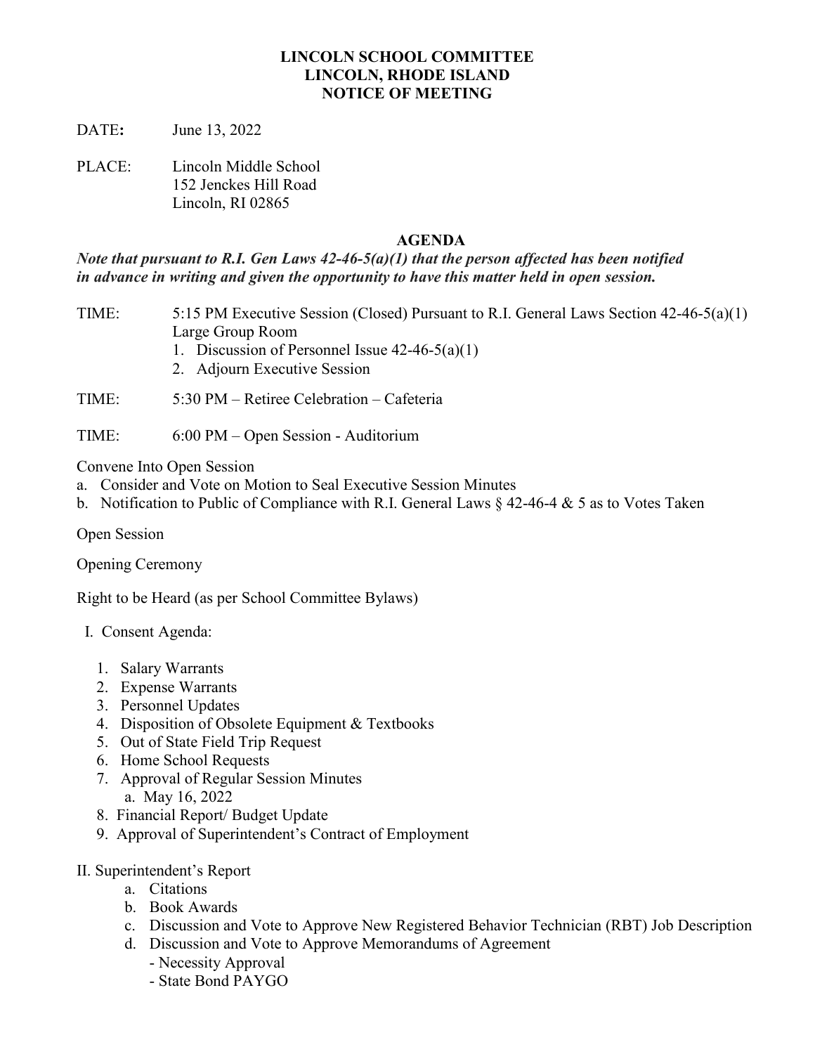**LINCOLN SCHOOL COMMITTEE**
**LINCOLN, RHODE ISLAND**
**NOTICE OF MEETING**

DATE**:** June 13, 2022

PLACE: Lincoln Middle School
152 Jenckes Hill Road
Lincoln, RI 02865

**AGENDA**

***Note that pursuant to R.I. Gen Laws 42-46-5(a)(1) that the person affected has been notified in advance in writing and given the opportunity to have this matter held in open session.***

TIME: 5:15 PM Executive Session (Closed) Pursuant to R.I. General Laws Section 42-46-5(a)(1) Large Group Room

1. Discussion of Personnel Issue 42-46-5(a)(1)
2. Adjourn Executive Session

TIME: 5:30 PM – Retiree Celebration – Cafeteria

TIME: 6:00 PM – Open Session - Auditorium

Convene Into Open Session

a. Consider and Vote on Motion to Seal Executive Session Minutes
b. Notification to Public of Compliance with R.I. General Laws § 42-46-4 & 5 as to Votes Taken

Open Session

Opening Ceremony

Right to be Heard (as per School Committee Bylaws)

I. Consent Agenda:

1. Salary Warrants
2. Expense Warrants
3. Personnel Updates
4. Disposition of Obsolete Equipment & Textbooks
5. Out of State Field Trip Request
6. Home School Requests
7. Approval of Regular Session Minutes
   a. May 16, 2022
8. Financial Report/ Budget Update
9. Approval of Superintendent's Contract of Employment

II. Superintendent's Report

a. Citations
b. Book Awards
c. Discussion and Vote to Approve New Registered Behavior Technician (RBT) Job Description
d. Discussion and Vote to Approve Memorandums of Agreement
   - Necessity Approval
   - State Bond PAYGO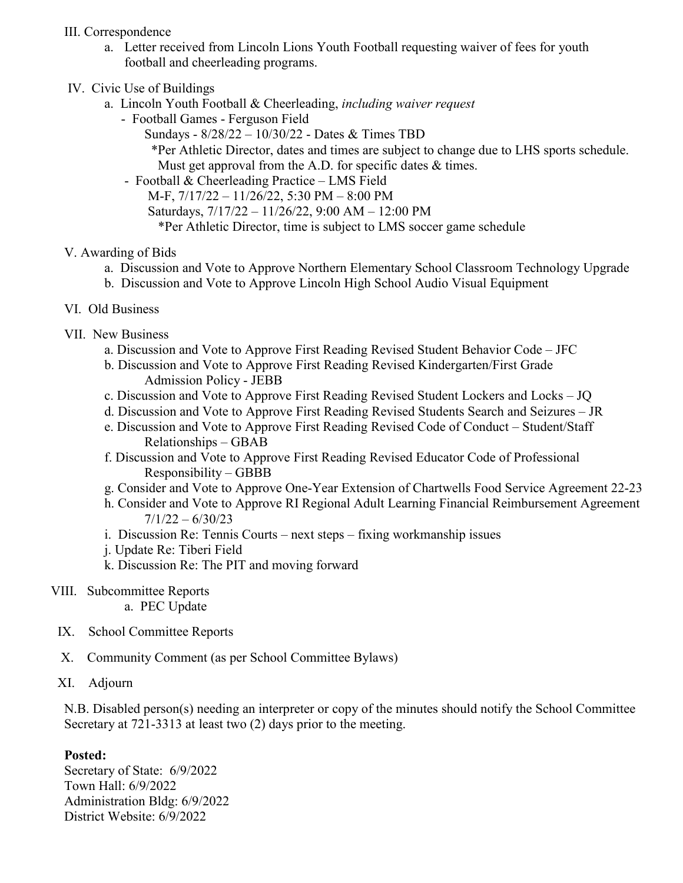III. Correspondence

a. Letter received from Lincoln Lions Youth Football requesting waiver of fees for youth football and cheerleading programs.

IV. Civic Use of Buildings

a. Lincoln Youth Football & Cheerleading, *including waiver request*

- Football Games - Ferguson Field

  Sundays - 8/28/22 – 10/30/22 - Dates & Times TBD

  *Per Athletic Director, dates and times are subject to change due to LHS sports schedule. Must get approval from the A.D. for specific dates & times.

- Football & Cheerleading Practice – LMS Field

  M-F, 7/17/22 – 11/26/22, 5:30 PM – 8:00 PM

  Saturdays, 7/17/22 – 11/26/22, 9:00 AM – 12:00 PM

  *Per Athletic Director, time is subject to LMS soccer game schedule

V. Awarding of Bids

a. Discussion and Vote to Approve Northern Elementary School Classroom Technology Upgrade

b. Discussion and Vote to Approve Lincoln High School Audio Visual Equipment

VI. Old Business

VII. New Business

a. Discussion and Vote to Approve First Reading Revised Student Behavior Code – JFC

b. Discussion and Vote to Approve First Reading Revised Kindergarten/First Grade Admission Policy - JEBB

c. Discussion and Vote to Approve First Reading Revised Student Lockers and Locks – JQ

d. Discussion and Vote to Approve First Reading Revised Students Search and Seizures – JR

e. Discussion and Vote to Approve First Reading Revised Code of Conduct – Student/Staff Relationships – GBAB

f. Discussion and Vote to Approve First Reading Revised Educator Code of Professional Responsibility – GBBB

g. Consider and Vote to Approve One-Year Extension of Chartwells Food Service Agreement 22-23

h. Consider and Vote to Approve RI Regional Adult Learning Financial Reimbursement Agreement 7/1/22 – 6/30/23

i. Discussion Re: Tennis Courts – next steps – fixing workmanship issues

j. Update Re: Tiberi Field

k. Discussion Re: The PIT and moving forward

VIII. Subcommittee Reports

a. PEC Update

IX. School Committee Reports

X. Community Comment (as per School Committee Bylaws)

XI. Adjourn

N.B. Disabled person(s) needing an interpreter or copy of the minutes should notify the School Committee Secretary at 721-3313 at least two (2) days prior to the meeting.

**Posted:**

Secretary of State: 6/9/2022

Town Hall: 6/9/2022

Administration Bldg: 6/9/2022

District Website: 6/9/2022